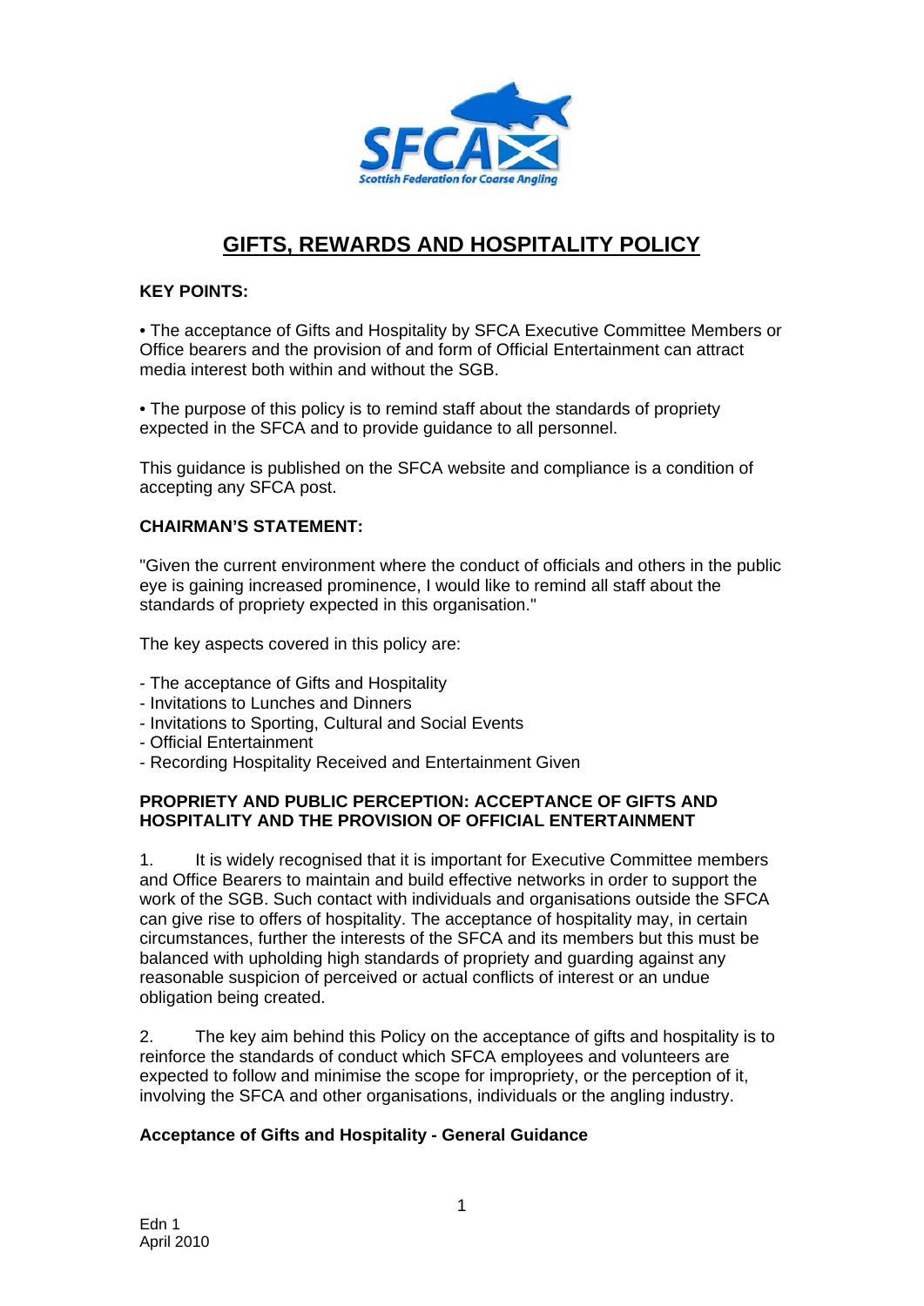# GIFTS, REWARDS AND HOSPITALITY POLICY

**KEY POINTS:**

• The acceptance of Gifts and Hospitality by SFCA Executive Committee Members or Office bearers and the provision of and form of Official Entertainment can attract media interest both within and without the SGB.

• The purpose of this policy is to remind staff about the standards of propriety expected in the SFCA and to provide guidance to all personnel.

This guidance is published on the SFCA website and compliance is a condition of accepting any SFCA post.

**CHAIRMAN'S STATEMENT:**

"Given the current environment where the conduct of officials and others in the public eye is gaining increased prominence, I would like to remind all staff about the standards of propriety expected in this organisation."

The key aspects covered in this policy are:

- The acceptance of Gifts and Hospitality
- Invitations to Lunches and Dinners
- Invitations to Sporting, Cultural and Social Events
- Official Entertainment
- Recording Hospitality Received and Entertainment Given

**PROPRIETY AND PUBLIC PERCEPTION: ACCEPTANCE OF GIFTS AND HOSPITALITY AND THE PROVISION OF OFFICIAL ENTERTAINMENT**

1. It is widely recognised that it is important for Executive Committee members and Office Bearers to maintain and build effective networks in order to support the work of the SGB. Such contact with individuals and organisations outside the SFCA can give rise to offers of hospitality. The acceptance of hospitality may, in certain circumstances, further the interests of the SFCA and its members but this must be balanced with upholding high standards of propriety and guarding against any reasonable suspicion of perceived or actual conflicts of interest or an undue obligation being created.

2. The key aim behind this Policy on the acceptance of gifts and hospitality is to reinforce the standards of conduct which SFCA employees and volunteers are expected to follow and minimise the scope for impropriety, or the perception of it, involving the SFCA and other organisations, individuals or the angling industry.

**Acceptance of Gifts and Hospitality - General Guidance**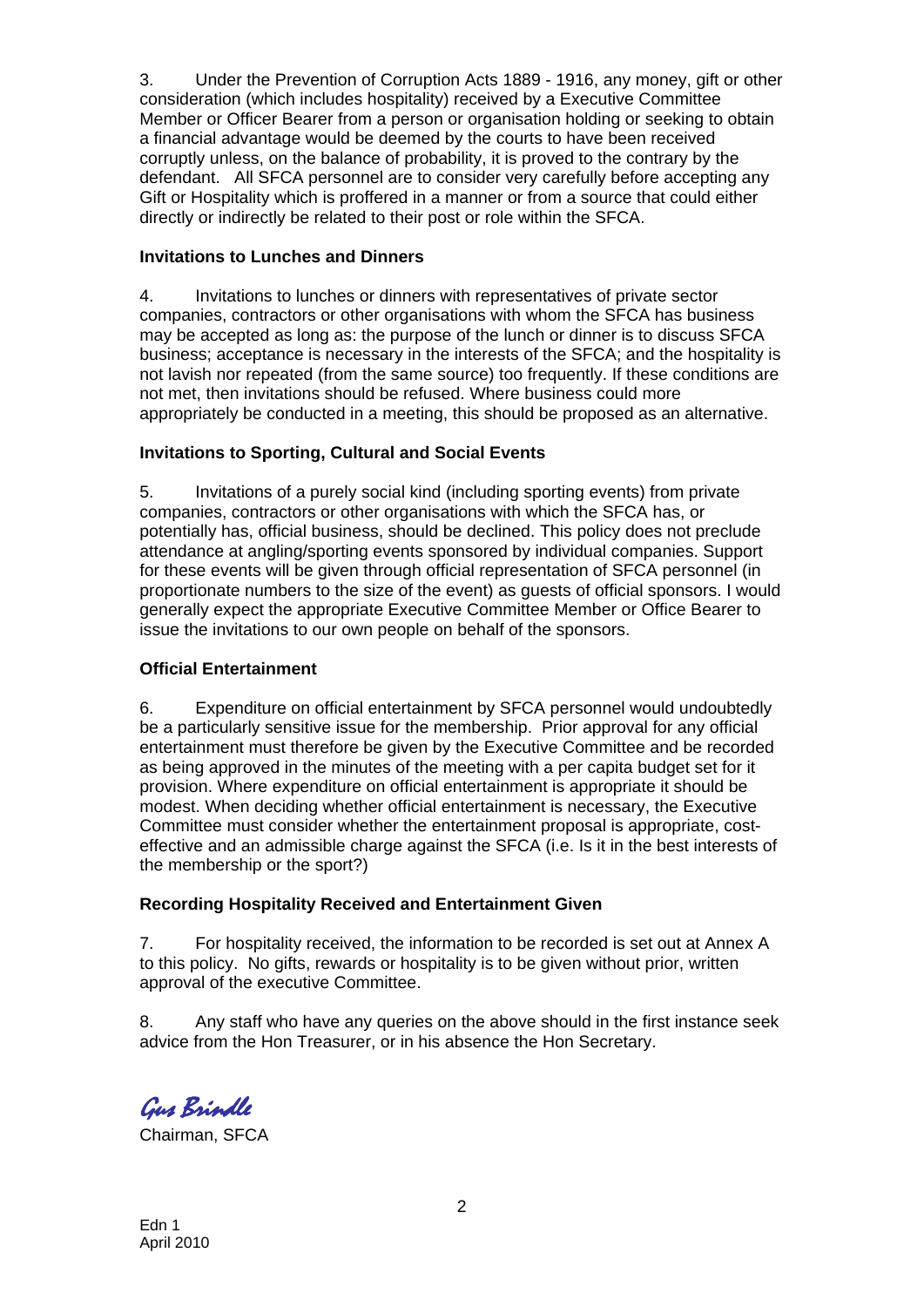3. Under the Prevention of Corruption Acts 1889 - 1916, any money, gift or other consideration (which includes hospitality) received by a Executive Committee Member or Officer Bearer from a person or organisation holding or seeking to obtain a financial advantage would be deemed by the courts to have been received corruptly unless, on the balance of probability, it is proved to the contrary by the defendant. All SFCA personnel are to consider very carefully before accepting any Gift or Hospitality which is proffered in a manner or from a source that could either directly or indirectly be related to their post or role within the SFCA.

**Invitations to Lunches and Dinners**

4. Invitations to lunches or dinners with representatives of private sector companies, contractors or other organisations with whom the SFCA has business may be accepted as long as: the purpose of the lunch or dinner is to discuss SFCA business; acceptance is necessary in the interests of the SFCA; and the hospitality is not lavish nor repeated (from the same source) too frequently. If these conditions are not met, then invitations should be refused. Where business could more appropriately be conducted in a meeting, this should be proposed as an alternative.

**Invitations to Sporting, Cultural and Social Events**

5. Invitations of a purely social kind (including sporting events) from private companies, contractors or other organisations with which the SFCA has, or potentially has, official business, should be declined. This policy does not preclude attendance at angling/sporting events sponsored by individual companies. Support for these events will be given through official representation of SFCA personnel (in proportionate numbers to the size of the event) as guests of official sponsors. I would generally expect the appropriate Executive Committee Member or Office Bearer to issue the invitations to our own people on behalf of the sponsors.

**Official Entertainment**

6. Expenditure on official entertainment by SFCA personnel would undoubtedly be a particularly sensitive issue for the membership. Prior approval for any official entertainment must therefore be given by the Executive Committee and be recorded as being approved in the minutes of the meeting with a per capita budget set for it provision. Where expenditure on official entertainment is appropriate it should be modest. When deciding whether official entertainment is necessary, the Executive Committee must consider whether the entertainment proposal is appropriate, cost-effective and an admissible charge against the SFCA (i.e. Is it in the best interests of the membership or the sport?)

**Recording Hospitality Received and Entertainment Given**

7. For hospitality received, the information to be recorded is set out at Annex A to this policy. No gifts, rewards or hospitality is to be given without prior, written approval of the executive Committee.

8. Any staff who have any queries on the above should in the first instance seek advice from the Hon Treasurer, or in his absence the Hon Secretary.

*Gus Brindle*

Chairman, SFCA

Edn 1
April 2010